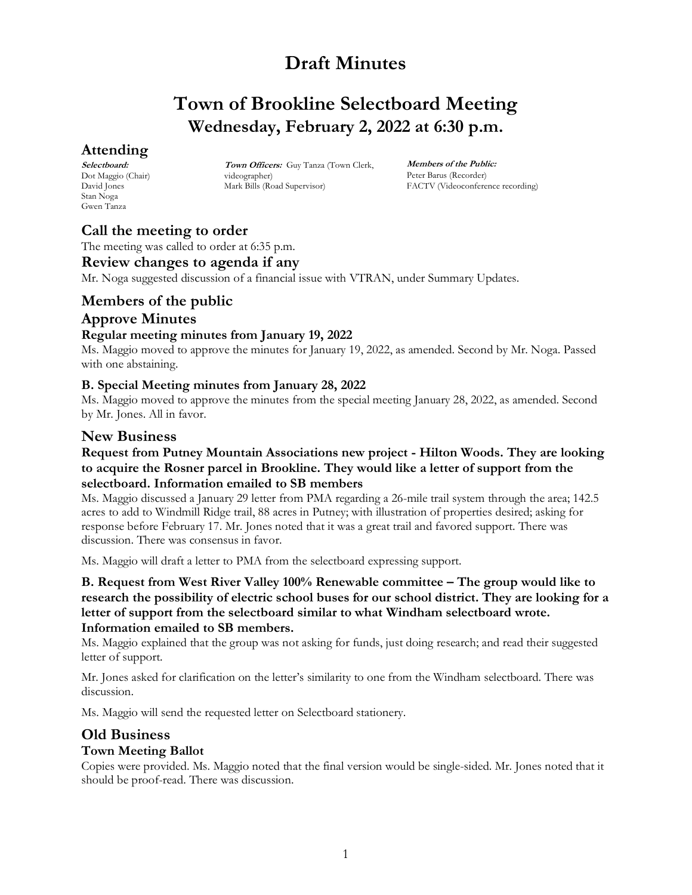# Draft Minutes

# Town of Brookline Selectboard Meeting
## Wednesday, February 2, 2022 at 6:30 p.m.

## Attending

***Selectboard:***
Dot Maggio (Chair)
David Jones
Stan Noga
Gwen Tanza

***Town Officers:*** Guy Tanza (Town Clerk, videographer)
Mark Bills (Road Supervisor)

***Members of the Public:***
Peter Barus (Recorder)
FACTV (Videoconference recording)

## Call the meeting to order

The meeting was called to order at 6:35 p.m.

## Review changes to agenda if any

Mr. Noga suggested discussion of a financial issue with VTRAN, under Summary Updates.

## Members of the public

## Approve Minutes

### Regular meeting minutes from January 19, 2022

Ms. Maggio moved to approve the minutes for January 19, 2022, as amended. Second by Mr. Noga. Passed with one abstaining.

### B. Special Meeting minutes from January 28, 2022

Ms. Maggio moved to approve the minutes from the special meeting January 28, 2022, as amended. Second by Mr. Jones. All in favor.

## New Business

### Request from Putney Mountain Associations new project - Hilton Woods. They are looking to acquire the Rosner parcel in Brookline. They would like a letter of support from the selectboard. Information emailed to SB members

Ms. Maggio discussed a January 29 letter from PMA regarding a 26-mile trail system through the area; 142.5 acres to add to Windmill Ridge trail, 88 acres in Putney; with illustration of properties desired; asking for response before February 17. Mr. Jones noted that it was a great trail and favored support. There was discussion. There was consensus in favor.

Ms. Maggio will draft a letter to PMA from the selectboard expressing support.

### B. Request from West River Valley 100% Renewable committee – The group would like to research the possibility of electric school buses for our school district. They are looking for a letter of support from the selectboard similar to what Windham selectboard wrote. Information emailed to SB members.

Ms. Maggio explained that the group was not asking for funds, just doing research; and read their suggested letter of support.

Mr. Jones asked for clarification on the letter's similarity to one from the Windham selectboard. There was discussion.

Ms. Maggio will send the requested letter on Selectboard stationery.

## Old Business

### Town Meeting Ballot

Copies were provided. Ms. Maggio noted that the final version would be single-sided. Mr. Jones noted that it should be proof-read. There was discussion.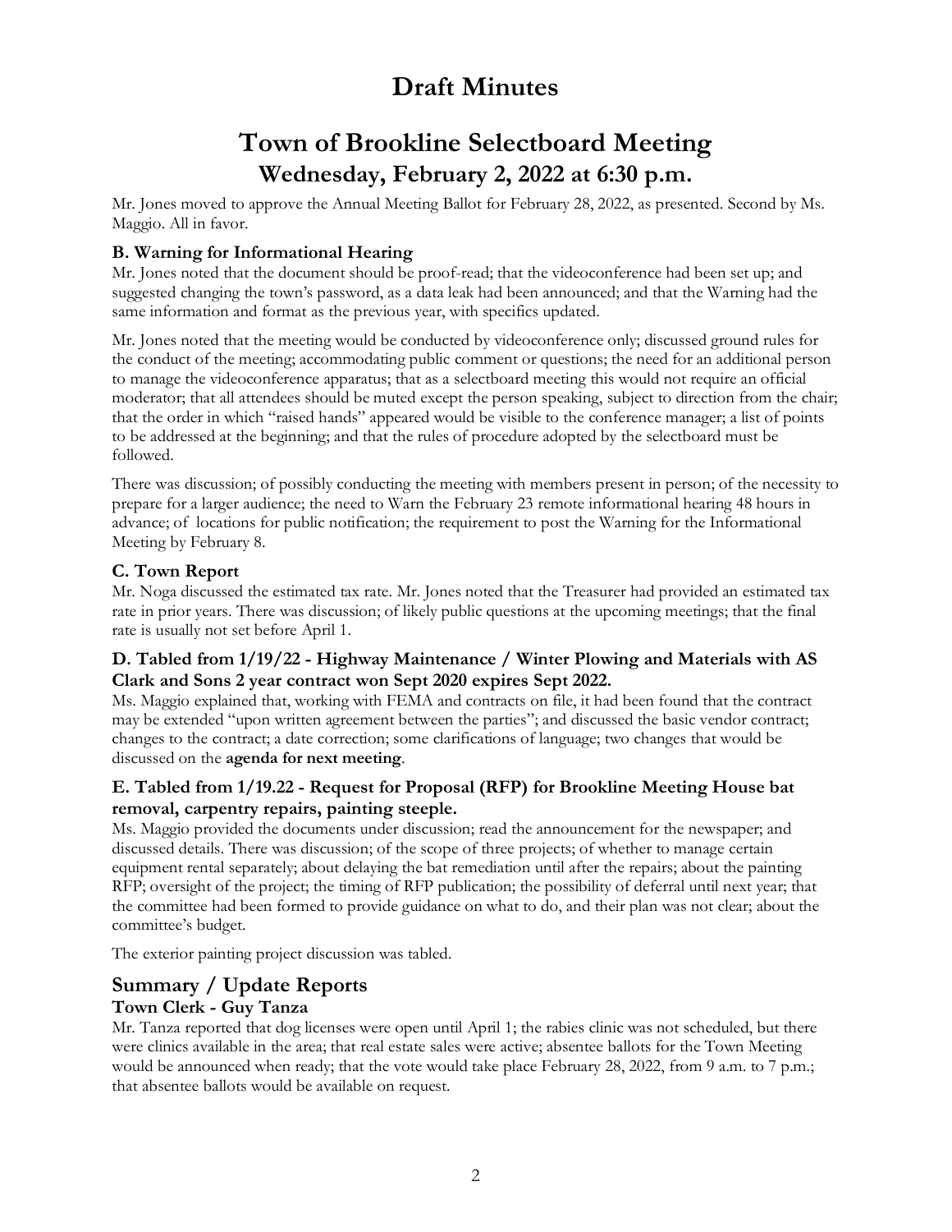# Draft Minutes

# Town of Brookline Selectboard Meeting

## Wednesday, February 2, 2022 at 6:30 p.m.

Mr. Jones moved to approve the Annual Meeting Ballot for February 28, 2022, as presented. Second by Ms. Maggio. All in favor.

### B. Warning for Informational Hearing

Mr. Jones noted that the document should be proof-read; that the videoconference had been set up; and suggested changing the town's password, as a data leak had been announced; and that the Warning had the same information and format as the previous year, with specifics updated.

Mr. Jones noted that the meeting would be conducted by videoconference only; discussed ground rules for the conduct of the meeting; accommodating public comment or questions; the need for an additional person to manage the videoconference apparatus; that as a selectboard meeting this would not require an official moderator; that all attendees should be muted except the person speaking, subject to direction from the chair; that the order in which "raised hands" appeared would be visible to the conference manager; a list of points to be addressed at the beginning; and that the rules of procedure adopted by the selectboard must be followed.

There was discussion; of possibly conducting the meeting with members present in person; of the necessity to prepare for a larger audience; the need to Warn the February 23 remote informational hearing 48 hours in advance; of locations for public notification; the requirement to post the Warning for the Informational Meeting by February 8.

### C. Town Report

Mr. Noga discussed the estimated tax rate. Mr. Jones noted that the Treasurer had provided an estimated tax rate in prior years. There was discussion; of likely public questions at the upcoming meetings; that the final rate is usually not set before April 1.

### D. Tabled from 1/19/22 - Highway Maintenance / Winter Plowing and Materials with AS Clark and Sons 2 year contract won Sept 2020 expires Sept 2022.

Ms. Maggio explained that, working with FEMA and contracts on file, it had been found that the contract may be extended "upon written agreement between the parties"; and discussed the basic vendor contract; changes to the contract; a date correction; some clarifications of language; two changes that would be discussed on the **agenda for next meeting**.

### E. Tabled from 1/19.22 - Request for Proposal (RFP) for Brookline Meeting House bat removal, carpentry repairs, painting steeple.

Ms. Maggio provided the documents under discussion; read the announcement for the newspaper; and discussed details. There was discussion; of the scope of three projects; of whether to manage certain equipment rental separately; about delaying the bat remediation until after the repairs; about the painting RFP; oversight of the project; the timing of RFP publication; the possibility of deferral until next year; that the committee had been formed to provide guidance on what to do, and their plan was not clear; about the committee's budget.

The exterior painting project discussion was tabled.

## Summary / Update Reports

### Town Clerk - Guy Tanza

Mr. Tanza reported that dog licenses were open until April 1; the rabies clinic was not scheduled, but there were clinics available in the area; that real estate sales were active; absentee ballots for the Town Meeting would be announced when ready; that the vote would take place February 28, 2022, from 9 a.m. to 7 p.m.; that absentee ballots would be available on request.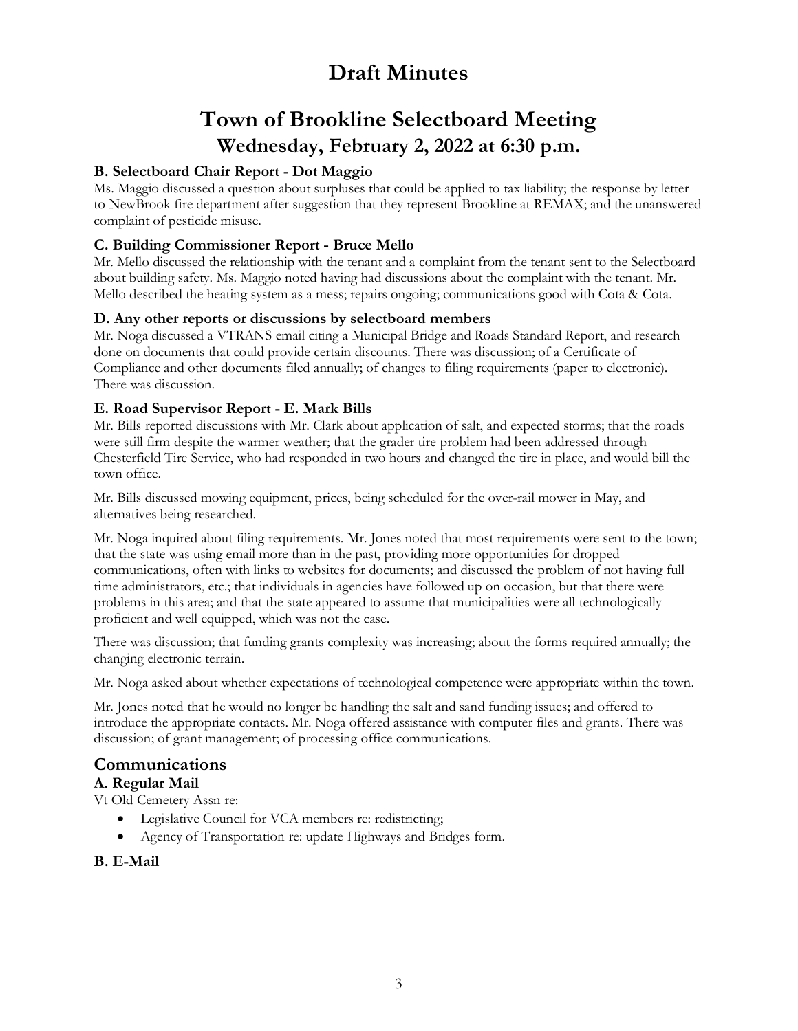# Draft Minutes

# Town of Brookline Selectboard Meeting

## Wednesday, February 2, 2022 at 6:30 p.m.

### B. Selectboard Chair Report - Dot Maggio

Ms. Maggio discussed a question about surpluses that could be applied to tax liability; the response by letter to NewBrook fire department after suggestion that they represent Brookline at REMAX; and the unanswered complaint of pesticide misuse.

### C. Building Commissioner Report - Bruce Mello

Mr. Mello discussed the relationship with the tenant and a complaint from the tenant sent to the Selectboard about building safety. Ms. Maggio noted having had discussions about the complaint with the tenant. Mr. Mello described the heating system as a mess; repairs ongoing; communications good with Cota & Cota.

### D. Any other reports or discussions by selectboard members

Mr. Noga discussed a VTRANS email citing a Municipal Bridge and Roads Standard Report, and research done on documents that could provide certain discounts. There was discussion; of a Certificate of Compliance and other documents filed annually; of changes to filing requirements (paper to electronic). There was discussion.

### E. Road Supervisor Report - E. Mark Bills

Mr. Bills reported discussions with Mr. Clark about application of salt, and expected storms; that the roads were still firm despite the warmer weather; that the grader tire problem had been addressed through Chesterfield Tire Service, who had responded in two hours and changed the tire in place, and would bill the town office.

Mr. Bills discussed mowing equipment, prices, being scheduled for the over-rail mower in May, and alternatives being researched.

Mr. Noga inquired about filing requirements. Mr. Jones noted that most requirements were sent to the town; that the state was using email more than in the past, providing more opportunities for dropped communications, often with links to websites for documents; and discussed the problem of not having full time administrators, etc.; that individuals in agencies have followed up on occasion, but that there were problems in this area; and that the state appeared to assume that municipalities were all technologically proficient and well equipped, which was not the case.

There was discussion; that funding grants complexity was increasing; about the forms required annually; the changing electronic terrain.

Mr. Noga asked about whether expectations of technological competence were appropriate within the town.

Mr. Jones noted that he would no longer be handling the salt and sand funding issues; and offered to introduce the appropriate contacts. Mr. Noga offered assistance with computer files and grants. There was discussion; of grant management; of processing office communications.

## Communications

### A. Regular Mail

Vt Old Cemetery Assn re:

- Legislative Council for VCA members re: redistricting;
- Agency of Transportation re: update Highways and Bridges form.

### B. E-Mail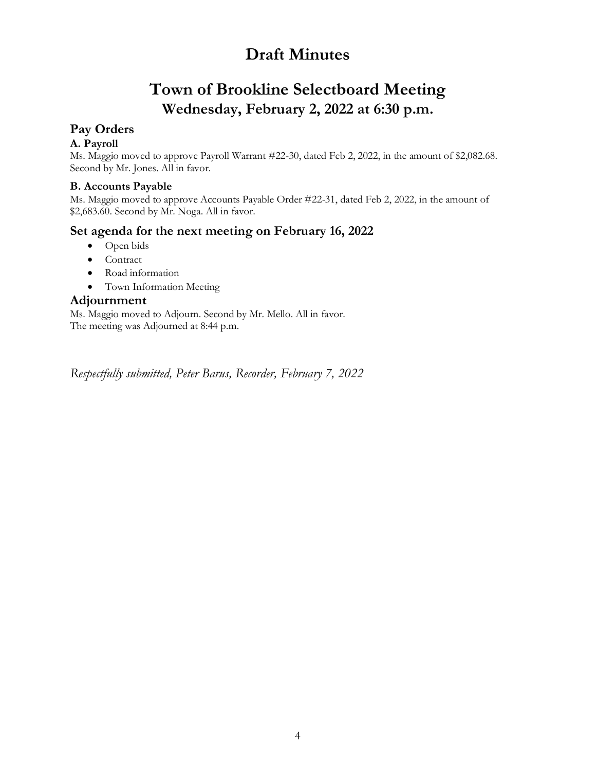# Draft Minutes

# Town of Brookline Selectboard Meeting

## Wednesday, February 2, 2022 at 6:30 p.m.

## Pay Orders

### A. Payroll

Ms. Maggio moved to approve Payroll Warrant #22-30, dated Feb 2, 2022, in the amount of $2,082.68. Second by Mr. Jones. All in favor.

### B. Accounts Payable

Ms. Maggio moved to approve Accounts Payable Order #22-31, dated Feb 2, 2022, in the amount of $2,683.60. Second by Mr. Noga. All in favor.

## Set agenda for the next meeting on February 16, 2022

- Open bids
- Contract
- Road information
- Town Information Meeting

## Adjournment

Ms. Maggio moved to Adjourn. Second by Mr. Mello. All in favor.
The meeting was Adjourned at 8:44 p.m.

*Respectfully submitted, Peter Barus, Recorder, February 7, 2022*